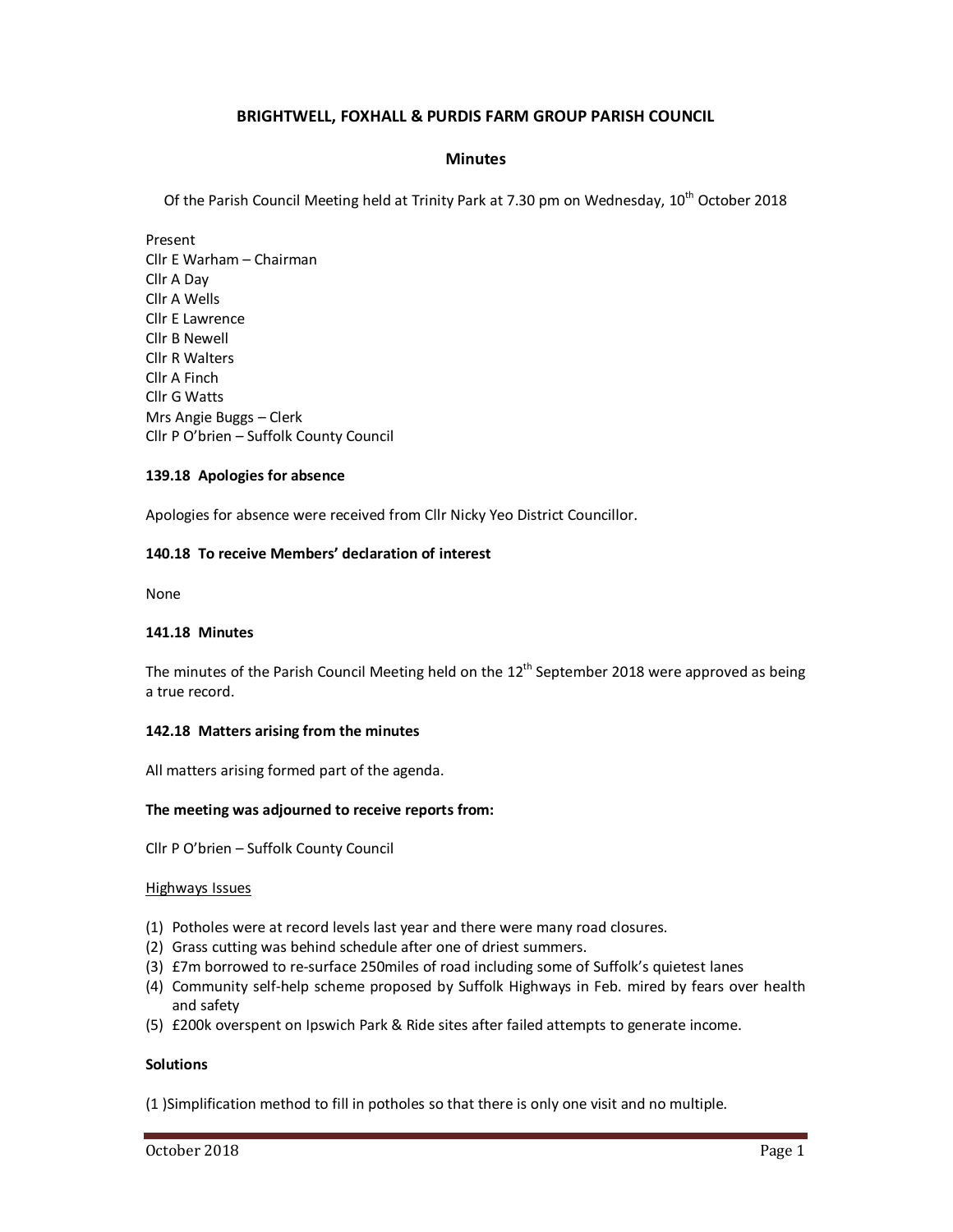# BRIGHTWELL, FOXHALL & PURDIS FARM GROUP PARISH COUNCIL

## Minutes

Of the Parish Council Meeting held at Trinity Park at 7.30 pm on Wednesday, 10th October 2018

Present
Cllr E Warham – Chairman
Cllr A Day
Cllr A Wells
Cllr E Lawrence
Cllr B Newell
Cllr R Walters
Cllr A Finch
Cllr G Watts
Mrs Angie Buggs – Clerk
Cllr P O'brien – Suffolk County Council

**139.18 Apologies for absence**

Apologies for absence were received from Cllr Nicky Yeo District Councillor.

**140.18 To receive Members' declaration of interest**

None

**141.18 Minutes**

The minutes of the Parish Council Meeting held on the 12th September 2018 were approved as being a true record.

**142.18 Matters arising from the minutes**

All matters arising formed part of the agenda.

**The meeting was adjourned to receive reports from:**

Cllr P O'brien – Suffolk County Council

Highways Issues

(1) Potholes were at record levels last year and there were many road closures.
(2) Grass cutting was behind schedule after one of driest summers.
(3) £7m borrowed to re-surface 250miles of road including some of Suffolk's quietest lanes
(4) Community self-help scheme proposed by Suffolk Highways in Feb. mired by fears over health and safety
(5) £200k overspent on Ipswich Park & Ride sites after failed attempts to generate income.

**Solutions**

(1 )Simplification method to fill in potholes so that there is only one visit and no multiple.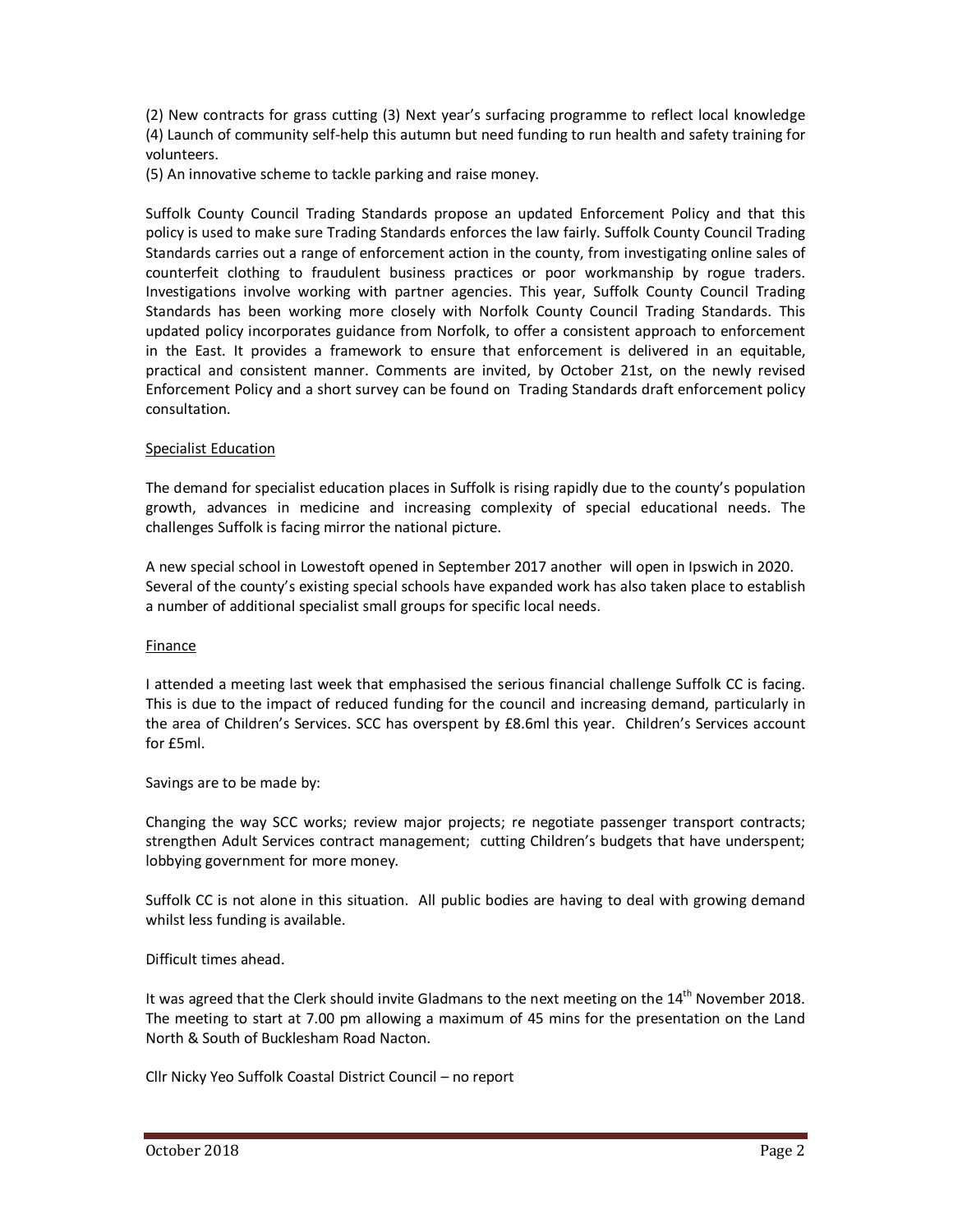(2) New contracts for grass cutting (3) Next year's surfacing programme to reflect local knowledge (4) Launch of community self-help this autumn but need funding to run health and safety training for volunteers.
(5) An innovative scheme to tackle parking and raise money.

Suffolk County Council Trading Standards propose an updated Enforcement Policy and that this policy is used to make sure Trading Standards enforces the law fairly. Suffolk County Council Trading Standards carries out a range of enforcement action in the county, from investigating online sales of counterfeit clothing to fraudulent business practices or poor workmanship by rogue traders. Investigations involve working with partner agencies. This year, Suffolk County Council Trading Standards has been working more closely with Norfolk County Council Trading Standards. This updated policy incorporates guidance from Norfolk, to offer a consistent approach to enforcement in the East. It provides a framework to ensure that enforcement is delivered in an equitable, practical and consistent manner. Comments are invited, by October 21st, on the newly revised Enforcement Policy and a short survey can be found on Trading Standards draft enforcement policy consultation.

Specialist Education

The demand for specialist education places in Suffolk is rising rapidly due to the county's population growth, advances in medicine and increasing complexity of special educational needs. The challenges Suffolk is facing mirror the national picture.

A new special school in Lowestoft opened in September 2017 another will open in Ipswich in 2020. Several of the county's existing special schools have expanded work has also taken place to establish a number of additional specialist small groups for specific local needs.

Finance

I attended a meeting last week that emphasised the serious financial challenge Suffolk CC is facing. This is due to the impact of reduced funding for the council and increasing demand, particularly in the area of Children's Services. SCC has overspent by £8.6ml this year. Children's Services account for £5ml.

Savings are to be made by:

Changing the way SCC works; review major projects; re negotiate passenger transport contracts; strengthen Adult Services contract management; cutting Children's budgets that have underspent; lobbying government for more money.

Suffolk CC is not alone in this situation. All public bodies are having to deal with growing demand whilst less funding is available.

Difficult times ahead.

It was agreed that the Clerk should invite Gladmans to the next meeting on the 14th November 2018. The meeting to start at 7.00 pm allowing a maximum of 45 mins for the presentation on the Land North & South of Bucklesham Road Nacton.

Cllr Nicky Yeo Suffolk Coastal District Council – no report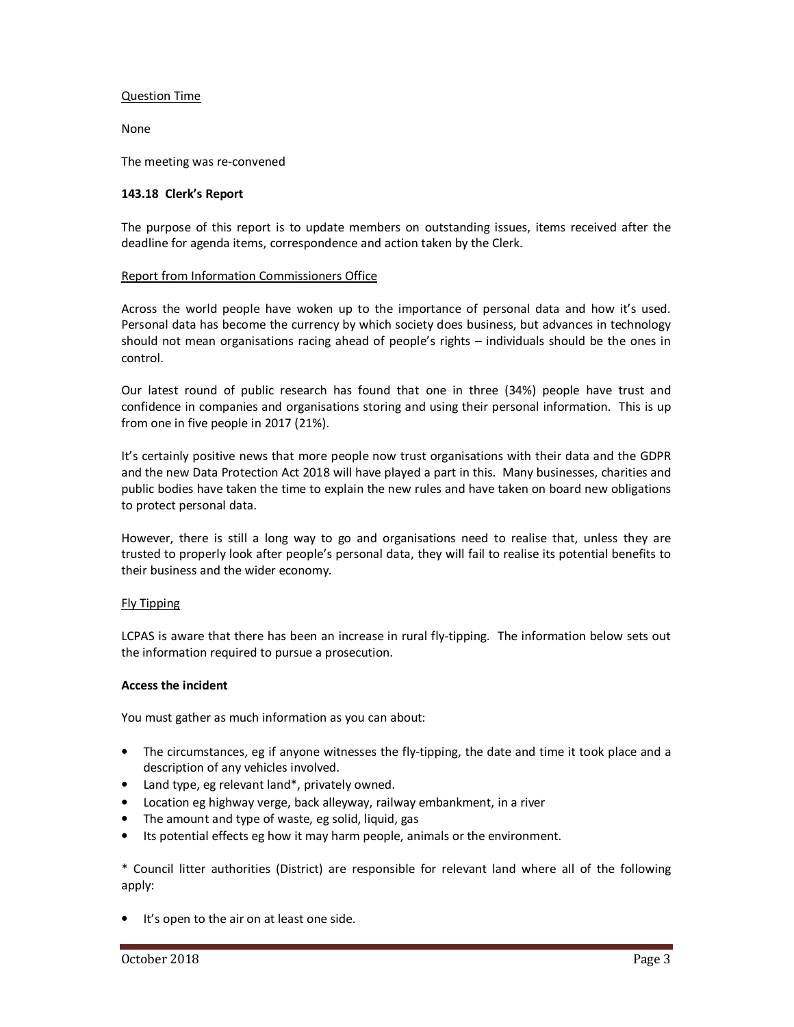Question Time

None

The meeting was re-convened

**143.18 Clerk's Report**

The purpose of this report is to update members on outstanding issues, items received after the deadline for agenda items, correspondence and action taken by the Clerk.

Report from Information Commissioners Office

Across the world people have woken up to the importance of personal data and how it's used. Personal data has become the currency by which society does business, but advances in technology should not mean organisations racing ahead of people's rights – individuals should be the ones in control.

Our latest round of public research has found that one in three (34%) people have trust and confidence in companies and organisations storing and using their personal information. This is up from one in five people in 2017 (21%).

It's certainly positive news that more people now trust organisations with their data and the GDPR and the new Data Protection Act 2018 will have played a part in this. Many businesses, charities and public bodies have taken the time to explain the new rules and have taken on board new obligations to protect personal data.

However, there is still a long way to go and organisations need to realise that, unless they are trusted to properly look after people's personal data, they will fail to realise its potential benefits to their business and the wider economy.

Fly Tipping

LCPAS is aware that there has been an increase in rural fly-tipping. The information below sets out the information required to pursue a prosecution.

**Access the incident**

You must gather as much information as you can about:

- The circumstances, eg if anyone witnesses the fly-tipping, the date and time it took place and a description of any vehicles involved.
- Land type, eg relevant land*, privately owned.
- Location eg highway verge, back alleyway, railway embankment, in a river
- The amount and type of waste, eg solid, liquid, gas
- Its potential effects eg how it may harm people, animals or the environment.

* Council litter authorities (District) are responsible for relevant land where all of the following apply:

- It's open to the air on at least one side.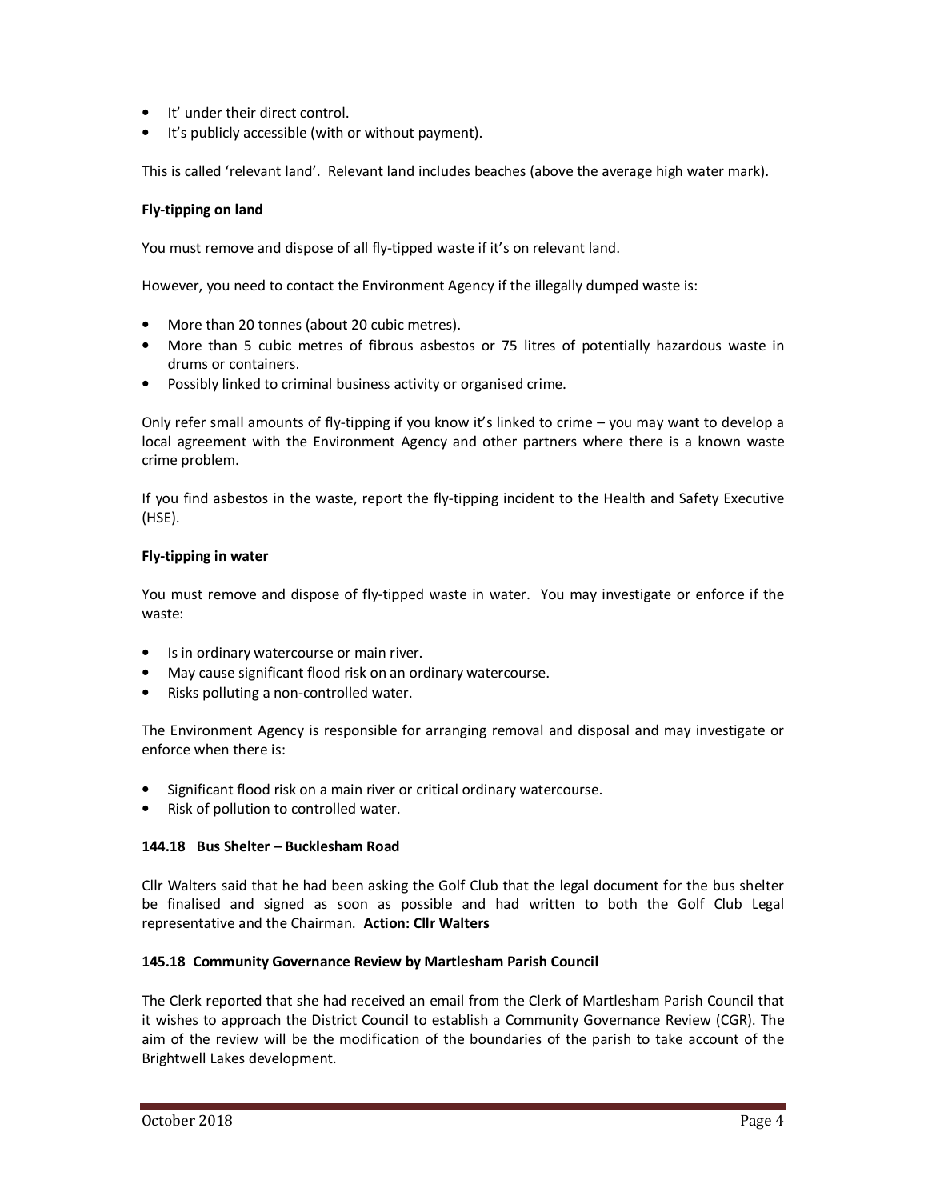- It' under their direct control.
- It's publicly accessible (with or without payment).

This is called 'relevant land'. Relevant land includes beaches (above the average high water mark).

**Fly-tipping on land**

You must remove and dispose of all fly-tipped waste if it's on relevant land.

However, you need to contact the Environment Agency if the illegally dumped waste is:

- More than 20 tonnes (about 20 cubic metres).
- More than 5 cubic metres of fibrous asbestos or 75 litres of potentially hazardous waste in drums or containers.
- Possibly linked to criminal business activity or organised crime.

Only refer small amounts of fly-tipping if you know it's linked to crime – you may want to develop a local agreement with the Environment Agency and other partners where there is a known waste crime problem.

If you find asbestos in the waste, report the fly-tipping incident to the Health and Safety Executive (HSE).

**Fly-tipping in water**

You must remove and dispose of fly-tipped waste in water. You may investigate or enforce if the waste:

- Is in ordinary watercourse or main river.
- May cause significant flood risk on an ordinary watercourse.
- Risks polluting a non-controlled water.

The Environment Agency is responsible for arranging removal and disposal and may investigate or enforce when there is:

- Significant flood risk on a main river or critical ordinary watercourse.
- Risk of pollution to controlled water.

**144.18 Bus Shelter – Bucklesham Road**

Cllr Walters said that he had been asking the Golf Club that the legal document for the bus shelter be finalised and signed as soon as possible and had written to both the Golf Club Legal representative and the Chairman. **Action: Cllr Walters**

**145.18 Community Governance Review by Martlesham Parish Council**

The Clerk reported that she had received an email from the Clerk of Martlesham Parish Council that it wishes to approach the District Council to establish a Community Governance Review (CGR). The aim of the review will be the modification of the boundaries of the parish to take account of the Brightwell Lakes development.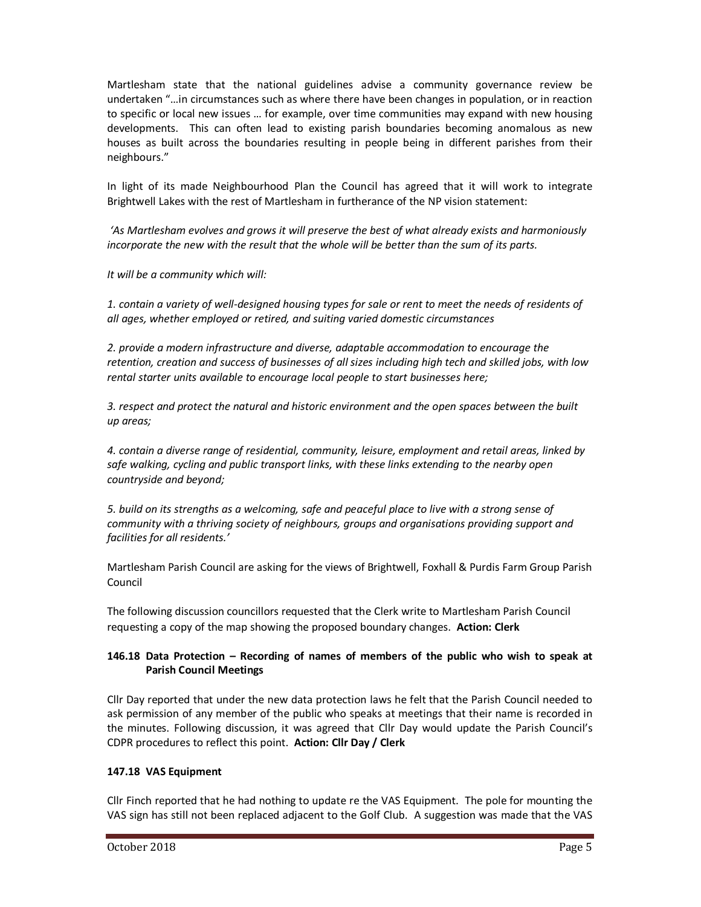Martlesham state that the national guidelines advise a community governance review be undertaken "…in circumstances such as where there have been changes in population, or in reaction to specific or local new issues … for example, over time communities may expand with new housing developments. This can often lead to existing parish boundaries becoming anomalous as new houses as built across the boundaries resulting in people being in different parishes from their neighbours."

In light of its made Neighbourhood Plan the Council has agreed that it will work to integrate Brightwell Lakes with the rest of Martlesham in furtherance of the NP vision statement:

*'As Martlesham evolves and grows it will preserve the best of what already exists and harmoniously incorporate the new with the result that the whole will be better than the sum of its parts.*

*It will be a community which will:*

*1. contain a variety of well-designed housing types for sale or rent to meet the needs of residents of all ages, whether employed or retired, and suiting varied domestic circumstances*

*2. provide a modern infrastructure and diverse, adaptable accommodation to encourage the retention, creation and success of businesses of all sizes including high tech and skilled jobs, with low rental starter units available to encourage local people to start businesses here;*

*3. respect and protect the natural and historic environment and the open spaces between the built up areas;*

*4. contain a diverse range of residential, community, leisure, employment and retail areas, linked by safe walking, cycling and public transport links, with these links extending to the nearby open countryside and beyond;*

*5. build on its strengths as a welcoming, safe and peaceful place to live with a strong sense of community with a thriving society of neighbours, groups and organisations providing support and facilities for all residents.'*

Martlesham Parish Council are asking for the views of Brightwell, Foxhall & Purdis Farm Group Parish Council

The following discussion councillors requested that the Clerk write to Martlesham Parish Council requesting a copy of the map showing the proposed boundary changes. **Action: Clerk**

### 146.18 Data Protection – Recording of names of members of the public who wish to speak at Parish Council Meetings

Cllr Day reported that under the new data protection laws he felt that the Parish Council needed to ask permission of any member of the public who speaks at meetings that their name is recorded in the minutes. Following discussion, it was agreed that Cllr Day would update the Parish Council's CDPR procedures to reflect this point. **Action: Cllr Day / Clerk**

### 147.18 VAS Equipment

Cllr Finch reported that he had nothing to update re the VAS Equipment. The pole for mounting the VAS sign has still not been replaced adjacent to the Golf Club. A suggestion was made that the VAS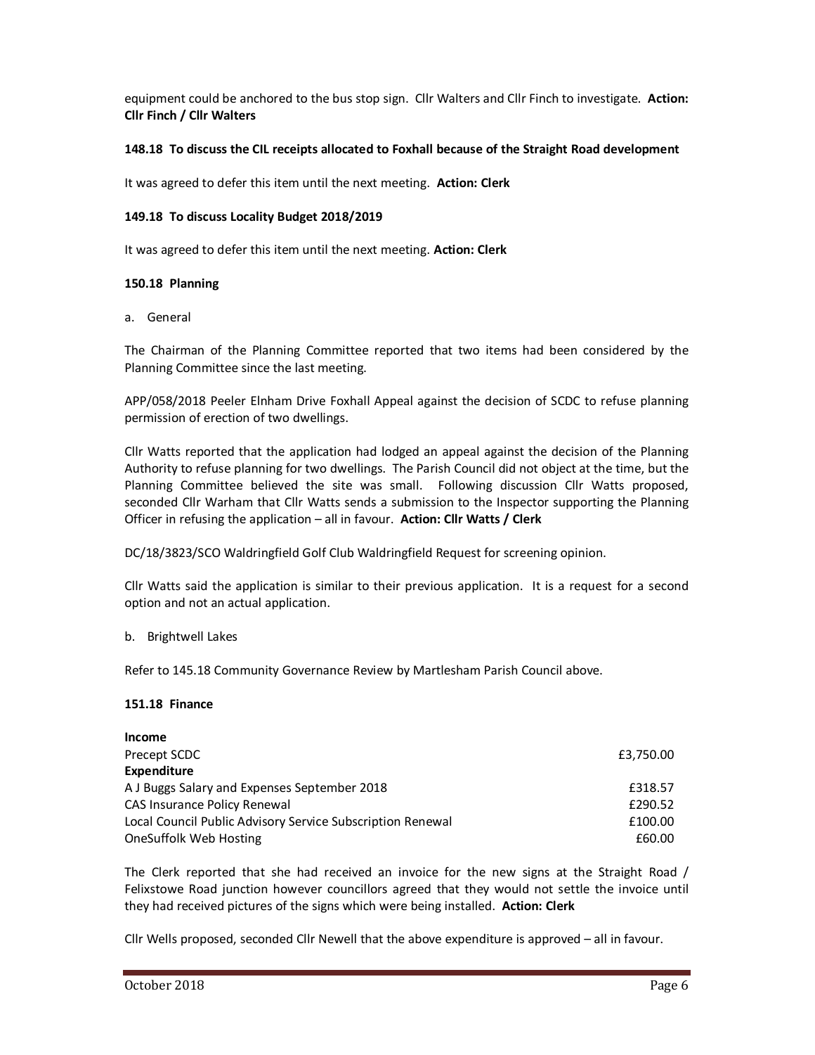equipment could be anchored to the bus stop sign. Cllr Walters and Cllr Finch to investigate. **Action: Cllr Finch / Cllr Walters**

**148.18 To discuss the CIL receipts allocated to Foxhall because of the Straight Road development**

It was agreed to defer this item until the next meeting. **Action: Clerk**

**149.18 To discuss Locality Budget 2018/2019**

It was agreed to defer this item until the next meeting. **Action: Clerk**

**150.18 Planning**

a. General

The Chairman of the Planning Committee reported that two items had been considered by the Planning Committee since the last meeting.

APP/058/2018 Peeler Elnham Drive Foxhall Appeal against the decision of SCDC to refuse planning permission of erection of two dwellings.

Cllr Watts reported that the application had lodged an appeal against the decision of the Planning Authority to refuse planning for two dwellings. The Parish Council did not object at the time, but the Planning Committee believed the site was small. Following discussion Cllr Watts proposed, seconded Cllr Warham that Cllr Watts sends a submission to the Inspector supporting the Planning Officer in refusing the application – all in favour. **Action: Cllr Watts / Clerk**

DC/18/3823/SCO Waldringfield Golf Club Waldringfield Request for screening opinion.

Cllr Watts said the application is similar to their previous application. It is a request for a second option and not an actual application.

b. Brightwell Lakes

Refer to 145.18 Community Governance Review by Martlesham Parish Council above.

**151.18 Finance**

| | |
|---|---|
| **Income** | |
| Precept SCDC | £3,750.00 |
| **Expenditure** | |
| A J Buggs Salary and Expenses September 2018 | £318.57 |
| CAS Insurance Policy Renewal | £290.52 |
| Local Council Public Advisory Service Subscription Renewal | £100.00 |
| OneSuffolk Web Hosting | £60.00 |

The Clerk reported that she had received an invoice for the new signs at the Straight Road / Felixstowe Road junction however councillors agreed that they would not settle the invoice until they had received pictures of the signs which were being installed. **Action: Clerk**

Cllr Wells proposed, seconded Cllr Newell that the above expenditure is approved – all in favour.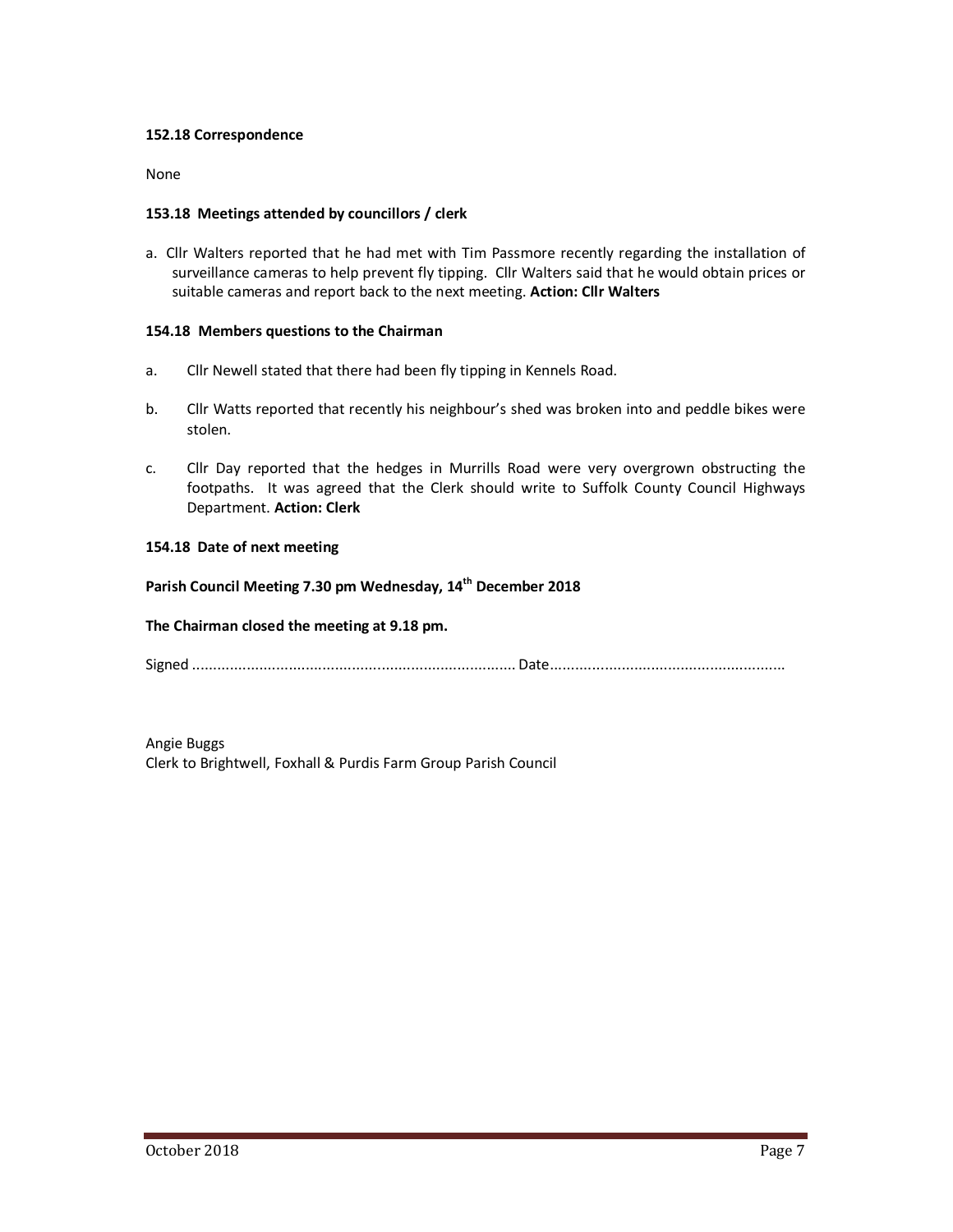**152.18 Correspondence**

None

**153.18 Meetings attended by councillors / clerk**

a. Cllr Walters reported that he had met with Tim Passmore recently regarding the installation of surveillance cameras to help prevent fly tipping. Cllr Walters said that he would obtain prices or suitable cameras and report back to the next meeting. **Action: Cllr Walters**

**154.18 Members questions to the Chairman**

a. Cllr Newell stated that there had been fly tipping in Kennels Road.

b. Cllr Watts reported that recently his neighbour's shed was broken into and peddle bikes were stolen.

c. Cllr Day reported that the hedges in Murrills Road were very overgrown obstructing the footpaths. It was agreed that the Clerk should write to Suffolk County Council Highways Department. **Action: Clerk**

**154.18 Date of next meeting**

**Parish Council Meeting 7.30 pm Wednesday, 14th December 2018**

**The Chairman closed the meeting at 9.18 pm.**

Signed ............................................................................ Date.......................................................

Angie Buggs
Clerk to Brightwell, Foxhall & Purdis Farm Group Parish Council